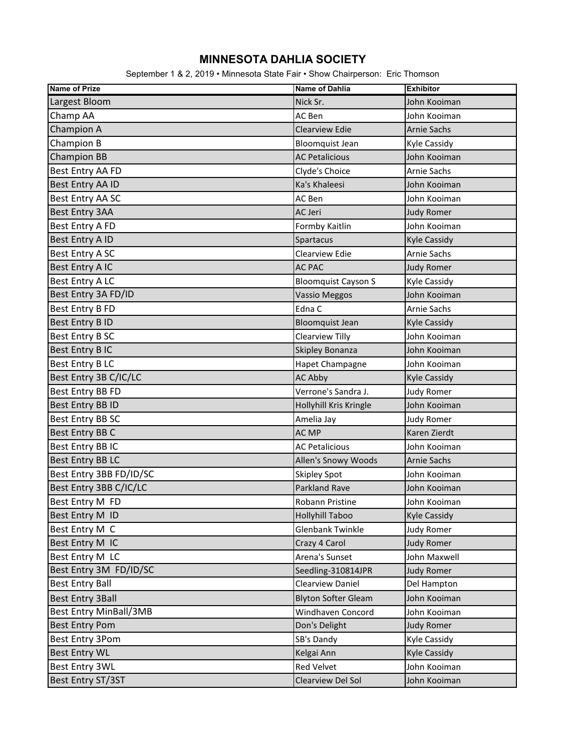# MINNESOTA DAHLIA SOCIETY

September 1 & 2, 2019 • Minnesota State Fair • Show Chairperson: Eric Thomson

| Name of Prize | Name of Dahlia | Exhibitor |
| --- | --- | --- |
| Largest Bloom | Nick Sr. | John Kooiman |
| Champ AA | AC Ben | John Kooiman |
| Champion A | Clearview Edie | Arnie Sachs |
| Champion B | Bloomquist Jean | Kyle Cassidy |
| Champion BB | AC Petalicious | John Kooiman |
| Best Entry AA FD | Clyde's Choice | Arnie Sachs |
| Best Entry AA ID | Ka's Khaleesi | John Kooiman |
| Best Entry AA SC | AC Ben | John Kooiman |
| Best Entry 3AA | AC Jeri | Judy Romer |
| Best Entry A FD | Formby Kaitlin | John Kooiman |
| Best Entry A ID | Spartacus | Kyle Cassidy |
| Best Entry A SC | Clearview Edie | Arnie Sachs |
| Best Entry A IC | AC PAC | Judy Romer |
| Best Entry A LC | Bloomquist Cayson S | Kyle Cassidy |
| Best Entry 3A FD/ID | Vassio Meggos | John Kooiman |
| Best Entry B FD | Edna C | Arnie Sachs |
| Best Entry B ID | Bloomquist Jean | Kyle Cassidy |
| Best Entry B SC | Clearview Tilly | John Kooiman |
| Best Entry B IC | Skipley Bonanza | John Kooiman |
| Best Entry B LC | Hapet Champagne | John Kooiman |
| Best Entry 3B C/IC/LC | AC Abby | Kyle Cassidy |
| Best Entry BB FD | Verrone's Sandra J. | Judy Romer |
| Best Entry BB ID | Hollyhill Kris Kringle | John Kooiman |
| Best Entry BB SC | Amelia Jay | Judy Romer |
| Best Entry BB C | AC MP | Karen Zierdt |
| Best Entry BB IC | AC Petalicious | John Kooiman |
| Best Entry BB LC | Allen's Snowy Woods | Arnie Sachs |
| Best Entry 3BB FD/ID/SC | Skipley Spot | John Kooiman |
| Best Entry 3BB C/IC/LC | Parkland Rave | John Kooiman |
| Best Entry M FD | Robann Pristine | John Kooiman |
| Best Entry M ID | Hollyhill Taboo | Kyle Cassidy |
| Best Entry M C | Glenbank Twinkle | Judy Romer |
| Best Entry M IC | Crazy 4 Carol | Judy Romer |
| Best Entry M LC | Arena's Sunset | John Maxwell |
| Best Entry 3M FD/ID/SC | Seedling-310814JPR | Judy Romer |
| Best Entry Ball | Clearview Daniel | Del Hampton |
| Best Entry 3Ball | Blyton Softer Gleam | John Kooiman |
| Best Entry MinBall/3MB | Windhaven Concord | John Kooiman |
| Best Entry Pom | Don's Delight | Judy Romer |
| Best Entry 3Pom | SB's Dandy | Kyle Cassidy |
| Best Entry WL | Kelgai Ann | Kyle Cassidy |
| Best Entry 3WL | Red Velvet | John Kooiman |
| Best Entry ST/3ST | Clearview Del Sol | John Kooiman |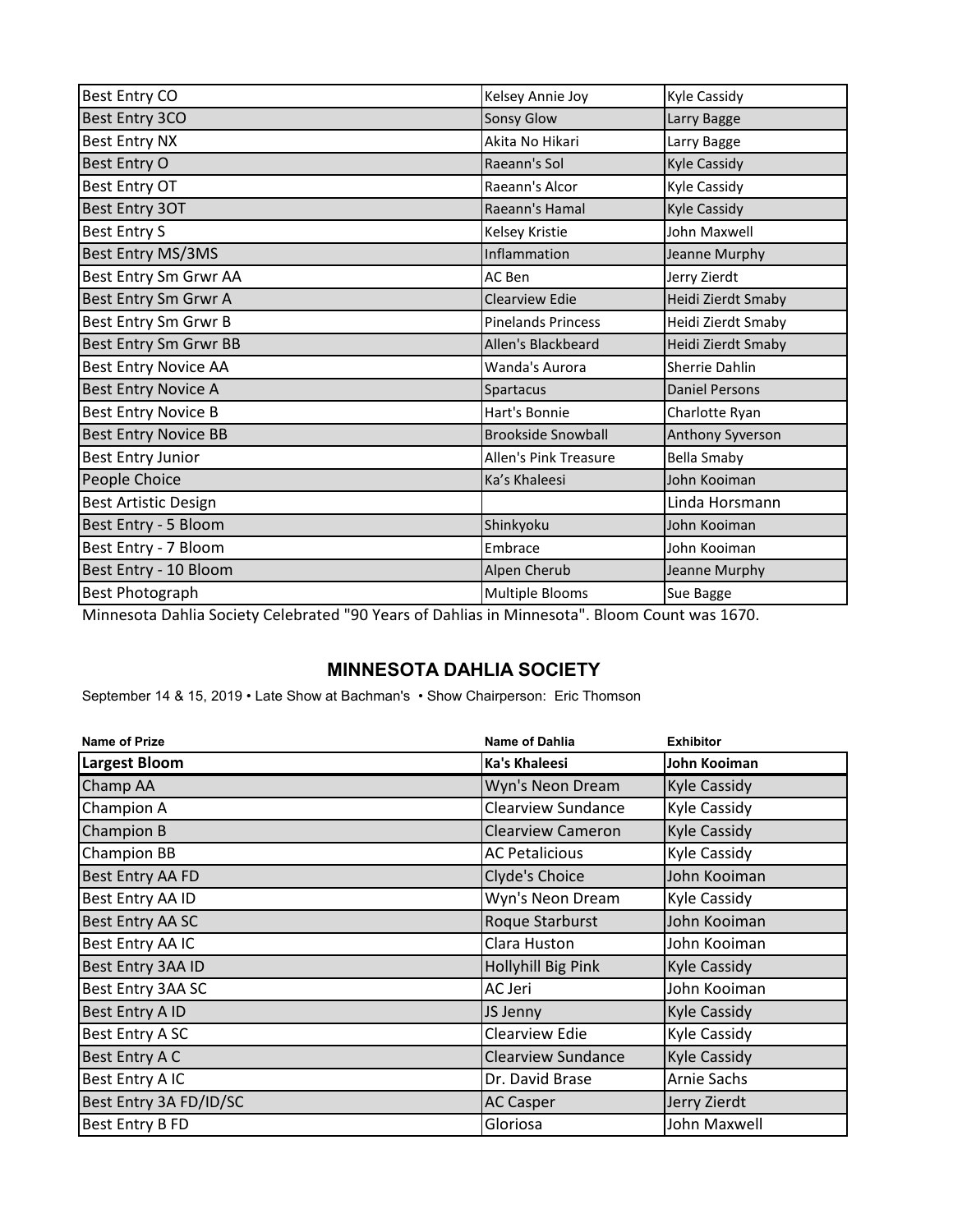| | | |
|---|---|---|
| Best Entry CO | Kelsey Annie Joy | Kyle Cassidy |
| Best Entry 3CO | Sonsy Glow | Larry Bagge |
| Best Entry NX | Akita No Hikari | Larry Bagge |
| Best Entry O | Raeann's Sol | Kyle Cassidy |
| Best Entry OT | Raeann's Alcor | Kyle Cassidy |
| Best Entry 3OT | Raeann's Hamal | Kyle Cassidy |
| Best Entry S | Kelsey Kristie | John Maxwell |
| Best Entry MS/3MS | Inflammation | Jeanne Murphy |
| Best Entry Sm Grwr AA | AC Ben | Jerry Zierdt |
| Best Entry Sm Grwr A | Clearview Edie | Heidi Zierdt Smaby |
| Best Entry Sm Grwr B | Pinelands Princess | Heidi Zierdt Smaby |
| Best Entry Sm Grwr BB | Allen's Blackbeard | Heidi Zierdt Smaby |
| Best Entry Novice AA | Wanda's Aurora | Sherrie Dahlin |
| Best Entry Novice A | Spartacus | Daniel Persons |
| Best Entry Novice B | Hart's Bonnie | Charlotte Ryan |
| Best Entry Novice BB | Brookside Snowball | Anthony Syverson |
| Best Entry Junior | Allen's Pink Treasure | Bella Smaby |
| People Choice | Ka's Khaleesi | John Kooiman |
| Best Artistic Design | | Linda Horsmann |
| Best Entry - 5 Bloom | Shinkyoku | John Kooiman |
| Best Entry - 7 Bloom | Embrace | John Kooiman |
| Best Entry - 10 Bloom | Alpen Cherub | Jeanne Murphy |
| Best Photograph | Multiple Blooms | Sue Bagge |

Minnesota Dahlia Society Celebrated "90 Years of Dahlias in Minnesota". Bloom Count was 1670.

## MINNESOTA DAHLIA SOCIETY

September 14 & 15, 2019 • Late Show at Bachman's • Show Chairperson: Eric Thomson

| Name of Prize | Name of Dahlia | Exhibitor |
|---|---|---|
| **Largest Bloom** | **Ka's Khaleesi** | **John Kooiman** |
| Champ AA | Wyn's Neon Dream | Kyle Cassidy |
| Champion A | Clearview Sundance | Kyle Cassidy |
| Champion B | Clearview Cameron | Kyle Cassidy |
| Champion BB | AC Petalicious | Kyle Cassidy |
| Best Entry AA FD | Clyde's Choice | John Kooiman |
| Best Entry AA ID | Wyn's Neon Dream | Kyle Cassidy |
| Best Entry AA SC | Roque Starburst | John Kooiman |
| Best Entry AA IC | Clara Huston | John Kooiman |
| Best Entry 3AA ID | Hollyhill Big Pink | Kyle Cassidy |
| Best Entry 3AA SC | AC Jeri | John Kooiman |
| Best Entry A ID | JS Jenny | Kyle Cassidy |
| Best Entry A SC | Clearview Edie | Kyle Cassidy |
| Best Entry A C | Clearview Sundance | Kyle Cassidy |
| Best Entry A IC | Dr. David Brase | Arnie Sachs |
| Best Entry 3A FD/ID/SC | AC Casper | Jerry Zierdt |
| Best Entry B FD | Gloriosa | John Maxwell |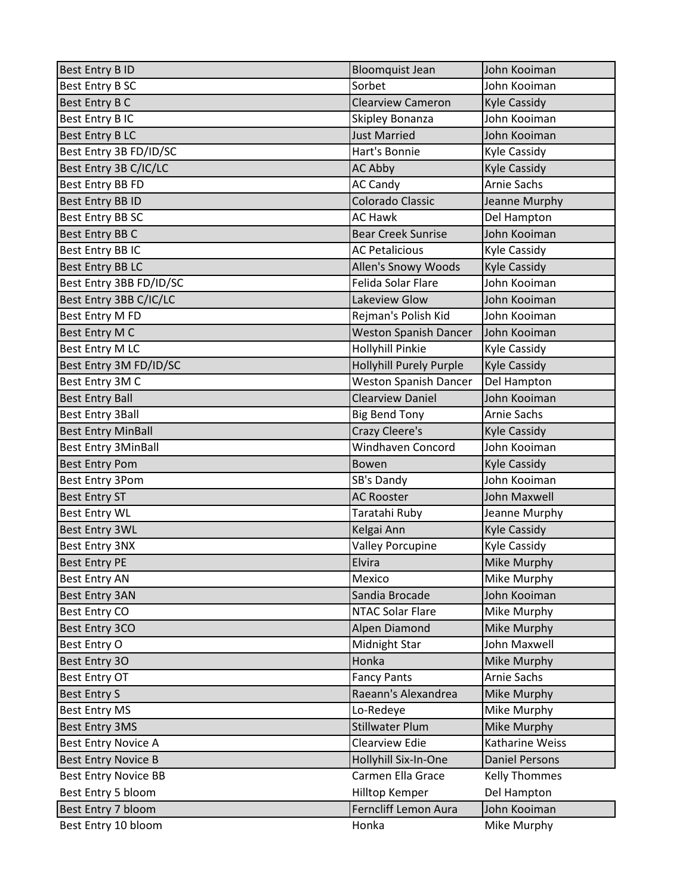| | | |
|---|---|---|
| Best Entry B ID | Bloomquist Jean | John Kooiman |
| Best Entry B SC | Sorbet | John Kooiman |
| Best Entry B C | Clearview Cameron | Kyle Cassidy |
| Best Entry B IC | Skipley Bonanza | John Kooiman |
| Best Entry B LC | Just Married | John Kooiman |
| Best Entry 3B FD/ID/SC | Hart's Bonnie | Kyle Cassidy |
| Best Entry 3B C/IC/LC | AC Abby | Kyle Cassidy |
| Best Entry BB FD | AC Candy | Arnie Sachs |
| Best Entry BB ID | Colorado Classic | Jeanne Murphy |
| Best Entry BB SC | AC Hawk | Del Hampton |
| Best Entry BB C | Bear Creek Sunrise | John Kooiman |
| Best Entry BB IC | AC Petalicious | Kyle Cassidy |
| Best Entry BB LC | Allen's Snowy Woods | Kyle Cassidy |
| Best Entry 3BB FD/ID/SC | Felida Solar Flare | John Kooiman |
| Best Entry 3BB C/IC/LC | Lakeview Glow | John Kooiman |
| Best Entry M FD | Rejman's Polish Kid | John Kooiman |
| Best Entry M C | Weston Spanish Dancer | John Kooiman |
| Best Entry M LC | Hollyhill Pinkie | Kyle Cassidy |
| Best Entry 3M FD/ID/SC | Hollyhill Purely Purple | Kyle Cassidy |
| Best Entry 3M C | Weston Spanish Dancer | Del Hampton |
| Best Entry Ball | Clearview Daniel | John Kooiman |
| Best Entry 3Ball | Big Bend Tony | Arnie Sachs |
| Best Entry MinBall | Crazy Cleere's | Kyle Cassidy |
| Best Entry 3MinBall | Windhaven Concord | John Kooiman |
| Best Entry Pom | Bowen | Kyle Cassidy |
| Best Entry 3Pom | SB's Dandy | John Kooiman |
| Best Entry ST | AC Rooster | John Maxwell |
| Best Entry WL | Taratahi Ruby | Jeanne Murphy |
| Best Entry 3WL | Kelgai Ann | Kyle Cassidy |
| Best Entry 3NX | Valley Porcupine | Kyle Cassidy |
| Best Entry PE | Elvira | Mike Murphy |
| Best Entry AN | Mexico | Mike Murphy |
| Best Entry 3AN | Sandia Brocade | John Kooiman |
| Best Entry CO | NTAC Solar Flare | Mike Murphy |
| Best Entry 3CO | Alpen Diamond | Mike Murphy |
| Best Entry O | Midnight Star | John Maxwell |
| Best Entry 3O | Honka | Mike Murphy |
| Best Entry OT | Fancy Pants | Arnie Sachs |
| Best Entry S | Raeann's Alexandrea | Mike Murphy |
| Best Entry MS | Lo-Redeye | Mike Murphy |
| Best Entry 3MS | Stillwater Plum | Mike Murphy |
| Best Entry Novice A | Clearview Edie | Katharine Weiss |
| Best Entry Novice B | Hollyhill Six-In-One | Daniel Persons |
| Best Entry Novice BB | Carmen Ella Grace | Kelly Thommes |
| Best Entry 5 bloom | Hilltop Kemper | Del Hampton |
| Best Entry 7 bloom | Ferncliff Lemon Aura | John Kooiman |
| Best Entry 10 bloom | Honka | Mike Murphy |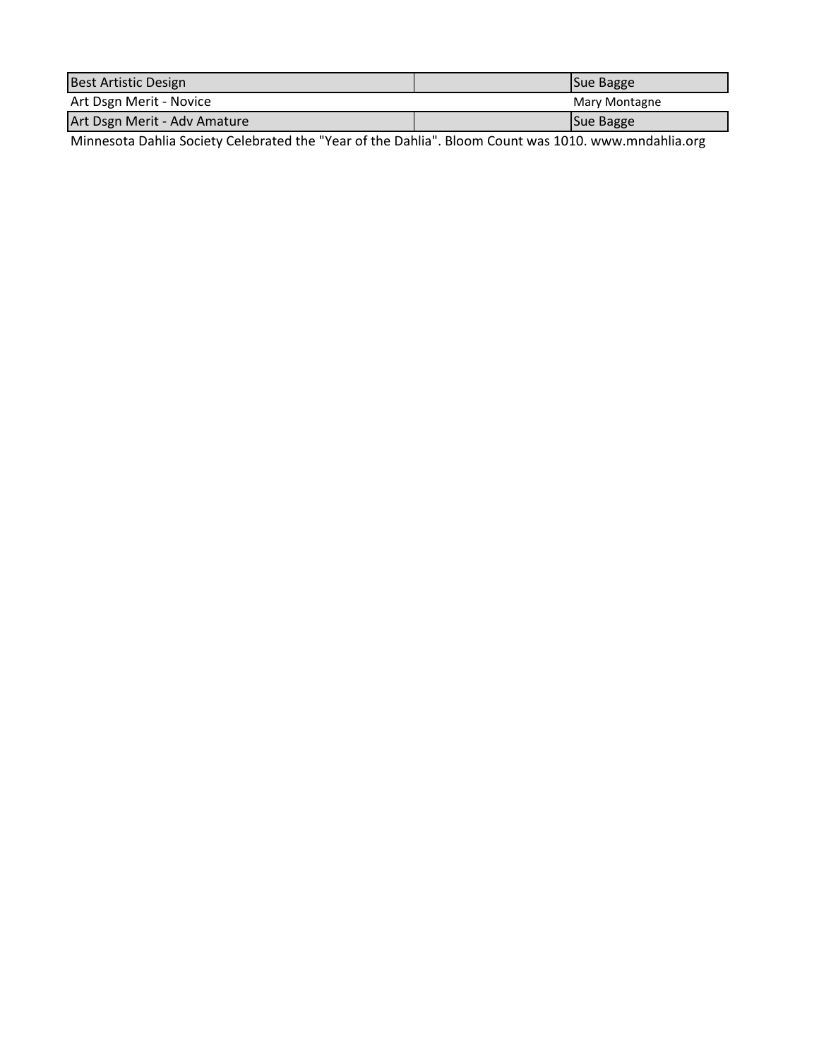| | | |
|---|---|---|
| Best Artistic Design | | Sue Bagge |
| Art Dsgn Merit - Novice | | Mary Montagne |
| Art Dsgn Merit - Adv Amature | | Sue Bagge |

Minnesota Dahlia Society Celebrated the "Year of the Dahlia". Bloom Count was 1010. www.mndahlia.org